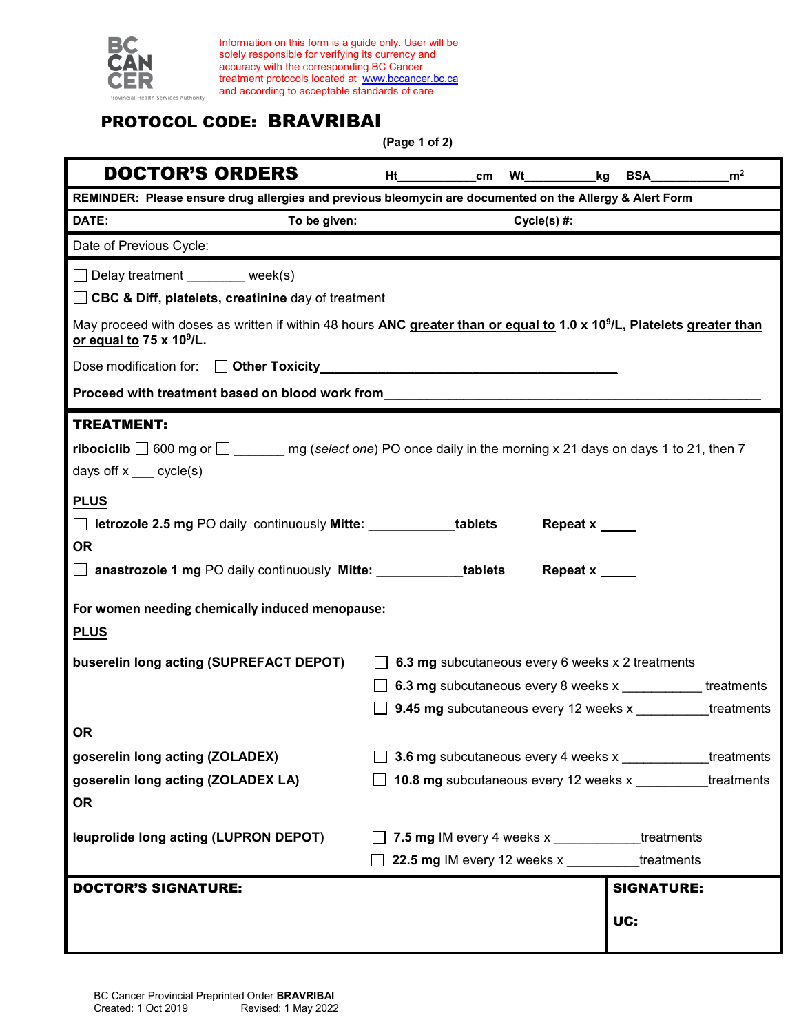BC CANCER
Provincial Health Services Authority

Information on this form is a guide only. User will be solely responsible for verifying its currency and accuracy with the corresponding BC Cancer treatment protocols located at www.bccancer.bc.ca and according to acceptable standards of care

## PROTOCOL CODE: BRAVRIBAI

(Page 1 of 2)

## DOCTOR'S ORDERS

Ht___________cm   Wt__________kg   BSA___________$m^2$

**REMINDER: Please ensure drug allergies and previous bleomycin are documented on the Allergy & Alert Form**

**DATE:**   **To be given:**   **Cycle(s) #:**

Date of Previous Cycle:

☐ Delay treatment ________ week(s)

☐ **CBC & Diff, platelets, creatinine** day of treatment

May proceed with doses as written if within 48 hours **ANC greater than or equal to 1.0 x $10^9$/L, Platelets greater than or equal to 75 x $10^9$/L.**

Dose modification for: ☐ **Other Toxicity**_______________________________

**Proceed with treatment based on blood work from**_______________________________

**TREATMENT:**

**ribociclib** ☐ 600 mg or ☐ _______ mg (*select one*) PO once daily in the morning x 21 days on days 1 to 21, then 7 days off x ___ cycle(s)

**PLUS**

☐ **letrozole 2.5 mg** PO daily continuously **Mitte:** ____________**tablets**   **Repeat x** _____

**OR**

☐ **anastrozole 1 mg** PO daily continuously **Mitte:** ____________**tablets**   **Repeat x** _____

**For women needing chemically induced menopause:**

**PLUS**

**buserelin long acting (SUPREFACT DEPOT)**
- ☐ **6.3 mg** subcutaneous every 6 weeks x 2 treatments
- ☐ **6.3 mg** subcutaneous every 8 weeks x ___________ treatments
- ☐ **9.45 mg** subcutaneous every 12 weeks x __________treatments

**OR**

**goserelin long acting (ZOLADEX)**
- ☐ **3.6 mg** subcutaneous every 4 weeks x ____________treatments

**goserelin long acting (ZOLADEX LA)**
- ☐ **10.8 mg** subcutaneous every 12 weeks x __________treatments

**OR**

**leuprolide long acting (LUPRON DEPOT)**
- ☐ **7.5 mg** IM every 4 weeks x ____________treatments
- ☐ **22.5 mg** IM every 12 weeks x __________treatments

| **DOCTOR'S SIGNATURE:** | **SIGNATURE:**<br><br>**UC:** |
|---|---|

BC Cancer Provincial Preprinted Order **BRAVRIBAI**
Created: 1 Oct 2019   Revised: 1 May 2022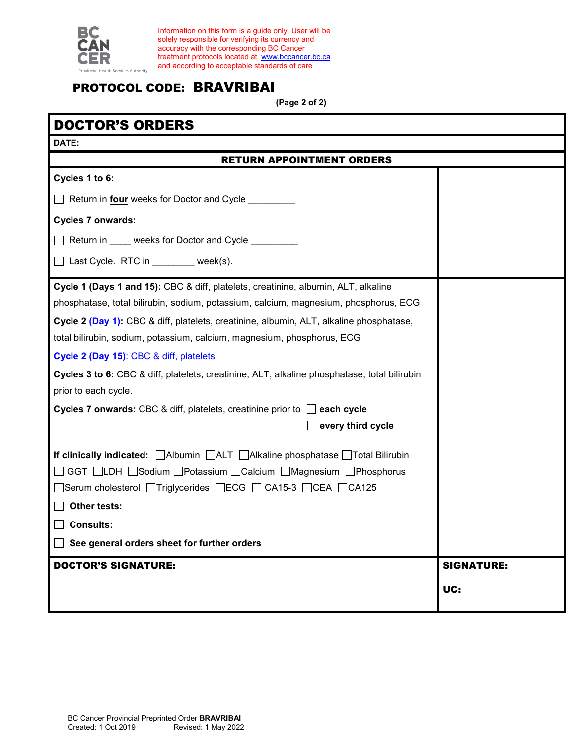BC CANCER
Provincial Health Services Authority

Information on this form is a guide only. User will be solely responsible for verifying its currency and accuracy with the corresponding BC Cancer treatment protocols located at www.bccancer.bc.ca and according to acceptable standards of care

**PROTOCOL CODE: BRAVRIBAI**

# DOCTOR'S ORDERS

**DATE:**

## RETURN APPOINTMENT ORDERS

**Cycles 1 to 6:**

☐ Return in **four** weeks for Doctor and Cycle _________

**Cycles 7 onwards:**

☐ Return in ____ weeks for Doctor and Cycle _________

☐ Last Cycle. RTC in ________ week(s).

**Cycle 1 (Days 1 and 15):** CBC & diff, platelets, creatinine, albumin, ALT, alkaline phosphatase, total bilirubin, sodium, potassium, calcium, magnesium, phosphorus, ECG

**Cycle 2 (Day 1):** CBC & diff, platelets, creatinine, albumin, ALT, alkaline phosphatase, total bilirubin, sodium, potassium, calcium, magnesium, phosphorus, ECG

**Cycle 2 (Day 15)**: CBC & diff, platelets

**Cycles 3 to 6:** CBC & diff, platelets, creatinine, ALT, alkaline phosphatase, total bilirubin prior to each cycle.

**Cycles 7 onwards:** CBC & diff, platelets, creatinine prior to ☐ **each cycle** ☐ **every third cycle**

**If clinically indicated:** ☐Albumin ☐ALT ☐Alkaline phosphatase ☐Total Bilirubin ☐ GGT ☐LDH ☐Sodium ☐Potassium ☐Calcium ☐Magnesium ☐Phosphorus ☐Serum cholesterol ☐Triglycerides ☐ECG ☐ CA15-3 ☐CEA ☐CA125

☐ **Other tests:**

☐ **Consults:**

☐ **See general orders sheet for further orders**

**DOCTOR'S SIGNATURE:**

**SIGNATURE:**

**UC:**

BC Cancer Provincial Preprinted Order **BRAVRIBAI**
Created: 1 Oct 2019 Revised: 1 May 2022